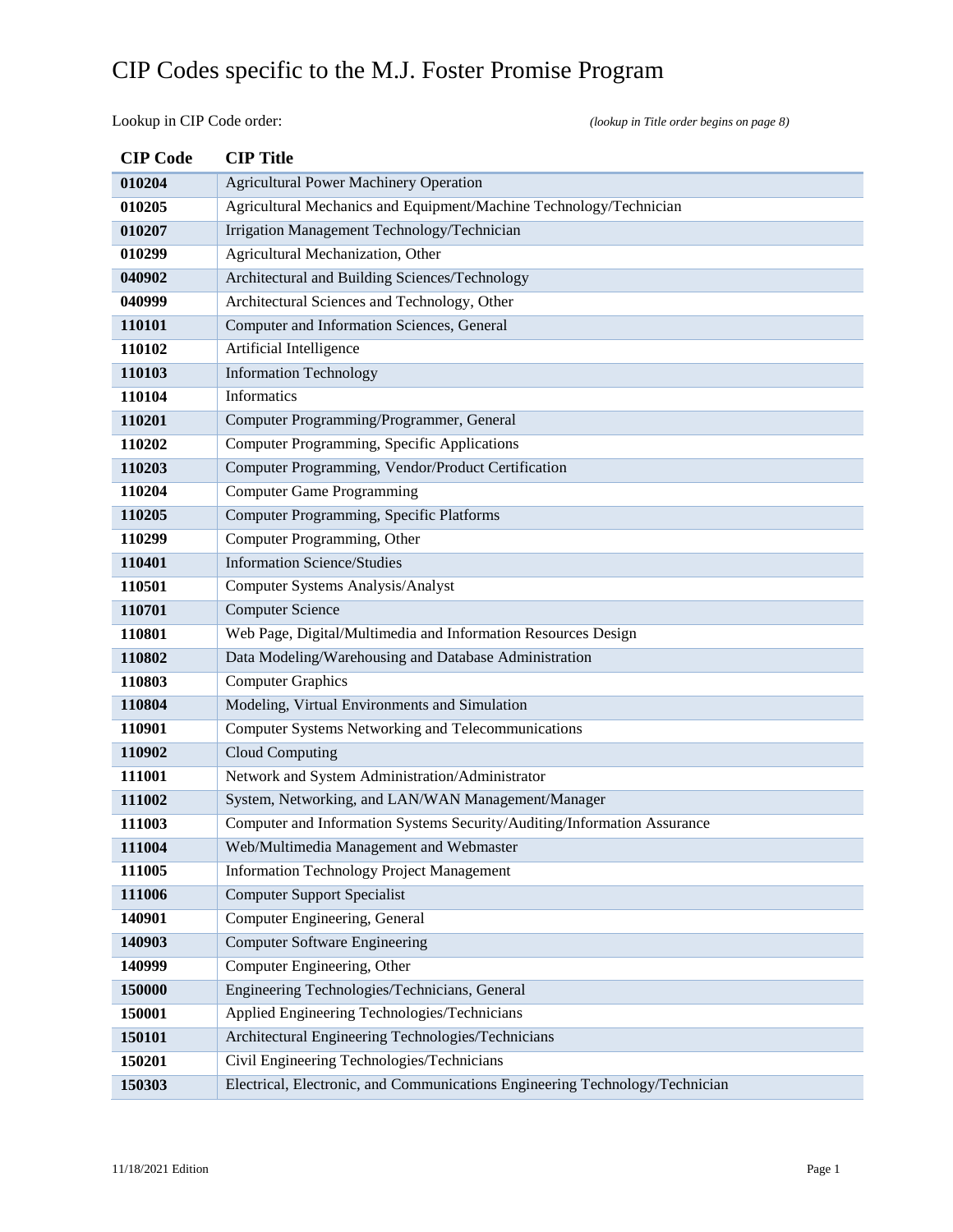# CIP Codes specific to the M.J. Foster Promise Program

Lookup in CIP Code order: *(lookup in Title order begins on page 8)*

| CIP Code | CIP Title |
|---|---|
| **010204** | Agricultural Power Machinery Operation |
| **010205** | Agricultural Mechanics and Equipment/Machine Technology/Technician |
| **010207** | Irrigation Management Technology/Technician |
| **010299** | Agricultural Mechanization, Other |
| **040902** | Architectural and Building Sciences/Technology |
| **040999** | Architectural Sciences and Technology, Other |
| **110101** | Computer and Information Sciences, General |
| **110102** | Artificial Intelligence |
| **110103** | Information Technology |
| **110104** | Informatics |
| **110201** | Computer Programming/Programmer, General |
| **110202** | Computer Programming, Specific Applications |
| **110203** | Computer Programming, Vendor/Product Certification |
| **110204** | Computer Game Programming |
| **110205** | Computer Programming, Specific Platforms |
| **110299** | Computer Programming, Other |
| **110401** | Information Science/Studies |
| **110501** | Computer Systems Analysis/Analyst |
| **110701** | Computer Science |
| **110801** | Web Page, Digital/Multimedia and Information Resources Design |
| **110802** | Data Modeling/Warehousing and Database Administration |
| **110803** | Computer Graphics |
| **110804** | Modeling, Virtual Environments and Simulation |
| **110901** | Computer Systems Networking and Telecommunications |
| **110902** | Cloud Computing |
| **111001** | Network and System Administration/Administrator |
| **111002** | System, Networking, and LAN/WAN Management/Manager |
| **111003** | Computer and Information Systems Security/Auditing/Information Assurance |
| **111004** | Web/Multimedia Management and Webmaster |
| **111005** | Information Technology Project Management |
| **111006** | Computer Support Specialist |
| **140901** | Computer Engineering, General |
| **140903** | Computer Software Engineering |
| **140999** | Computer Engineering, Other |
| **150000** | Engineering Technologies/Technicians, General |
| **150001** | Applied Engineering Technologies/Technicians |
| **150101** | Architectural Engineering Technologies/Technicians |
| **150201** | Civil Engineering Technologies/Technicians |
| **150303** | Electrical, Electronic, and Communications Engineering Technology/Technician |

11/18/2021 Edition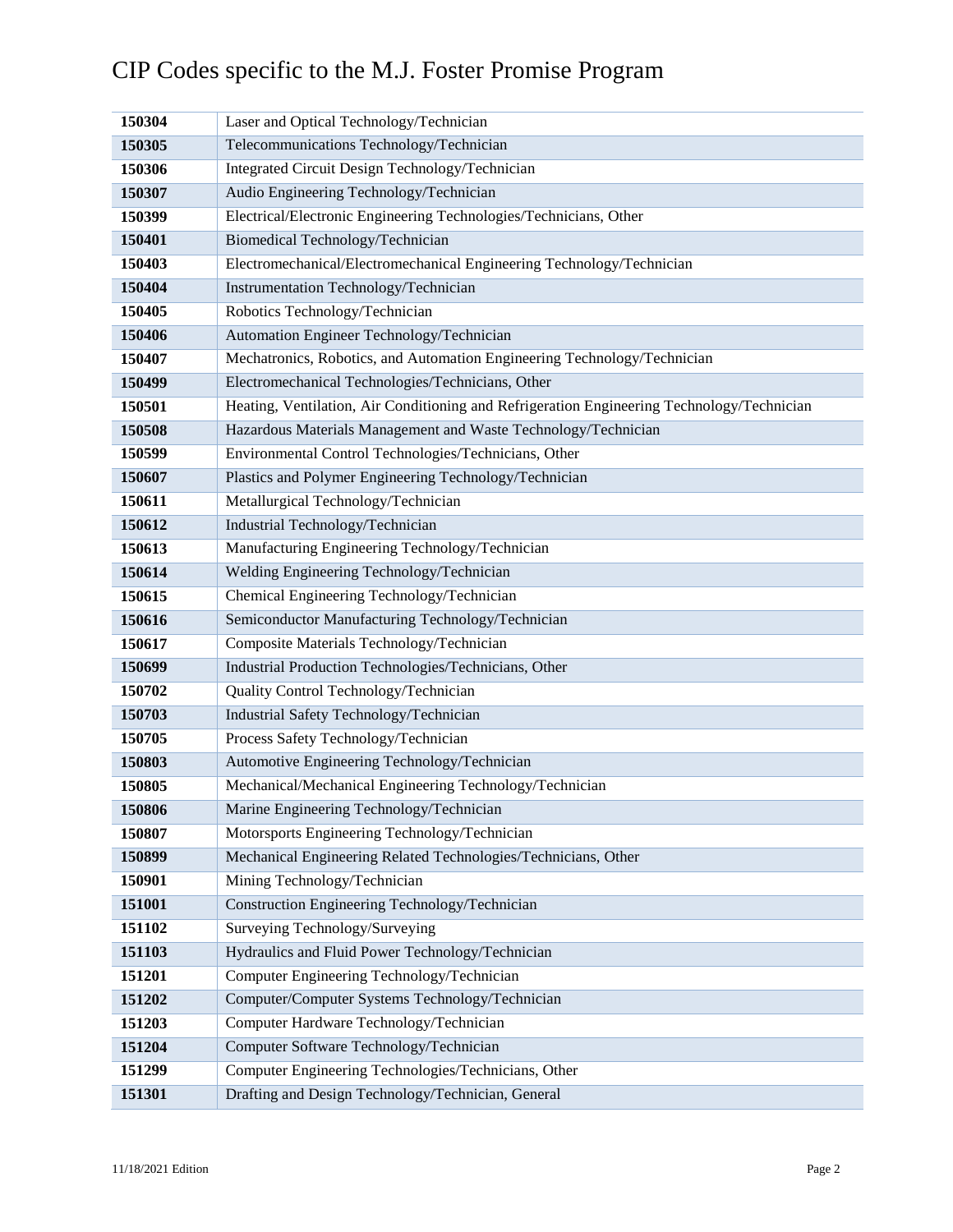# CIP Codes specific to the M.J. Foster Promise Program

| | |
|---|---|
| **150304** | Laser and Optical Technology/Technician |
| **150305** | Telecommunications Technology/Technician |
| **150306** | Integrated Circuit Design Technology/Technician |
| **150307** | Audio Engineering Technology/Technician |
| **150399** | Electrical/Electronic Engineering Technologies/Technicians, Other |
| **150401** | Biomedical Technology/Technician |
| **150403** | Electromechanical/Electromechanical Engineering Technology/Technician |
| **150404** | Instrumentation Technology/Technician |
| **150405** | Robotics Technology/Technician |
| **150406** | Automation Engineer Technology/Technician |
| **150407** | Mechatronics, Robotics, and Automation Engineering Technology/Technician |
| **150499** | Electromechanical Technologies/Technicians, Other |
| **150501** | Heating, Ventilation, Air Conditioning and Refrigeration Engineering Technology/Technician |
| **150508** | Hazardous Materials Management and Waste Technology/Technician |
| **150599** | Environmental Control Technologies/Technicians, Other |
| **150607** | Plastics and Polymer Engineering Technology/Technician |
| **150611** | Metallurgical Technology/Technician |
| **150612** | Industrial Technology/Technician |
| **150613** | Manufacturing Engineering Technology/Technician |
| **150614** | Welding Engineering Technology/Technician |
| **150615** | Chemical Engineering Technology/Technician |
| **150616** | Semiconductor Manufacturing Technology/Technician |
| **150617** | Composite Materials Technology/Technician |
| **150699** | Industrial Production Technologies/Technicians, Other |
| **150702** | Quality Control Technology/Technician |
| **150703** | Industrial Safety Technology/Technician |
| **150705** | Process Safety Technology/Technician |
| **150803** | Automotive Engineering Technology/Technician |
| **150805** | Mechanical/Mechanical Engineering Technology/Technician |
| **150806** | Marine Engineering Technology/Technician |
| **150807** | Motorsports Engineering Technology/Technician |
| **150899** | Mechanical Engineering Related Technologies/Technicians, Other |
| **150901** | Mining Technology/Technician |
| **151001** | Construction Engineering Technology/Technician |
| **151102** | Surveying Technology/Surveying |
| **151103** | Hydraulics and Fluid Power Technology/Technician |
| **151201** | Computer Engineering Technology/Technician |
| **151202** | Computer/Computer Systems Technology/Technician |
| **151203** | Computer Hardware Technology/Technician |
| **151204** | Computer Software Technology/Technician |
| **151299** | Computer Engineering Technologies/Technicians, Other |
| **151301** | Drafting and Design Technology/Technician, General |

11/18/2021 Edition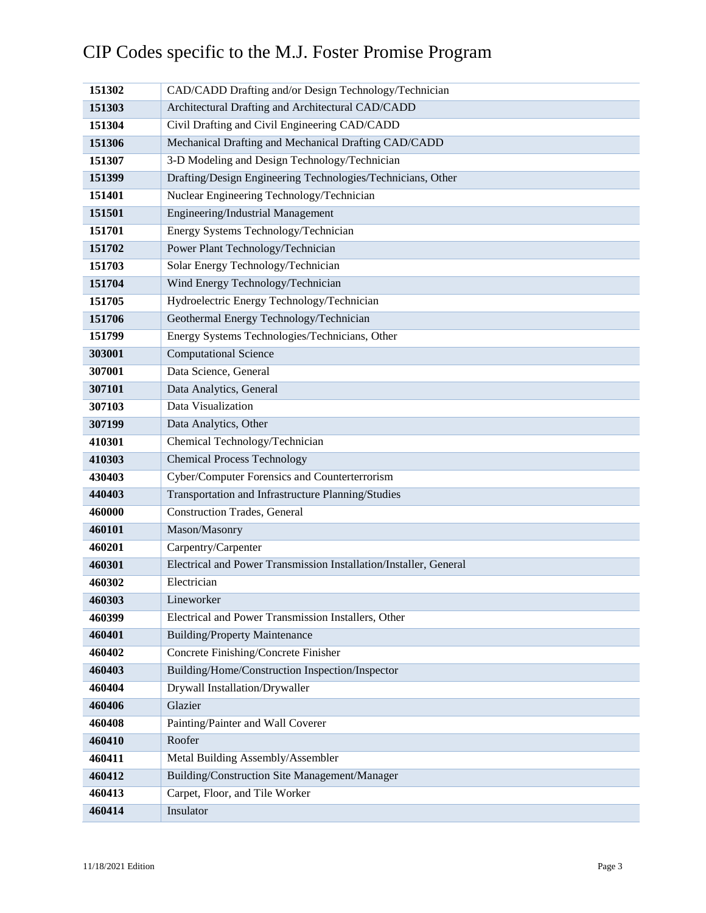# CIP Codes specific to the M.J. Foster Promise Program

| | |
|---|---|
| **151302** | CAD/CADD Drafting and/or Design Technology/Technician |
| **151303** | Architectural Drafting and Architectural CAD/CADD |
| **151304** | Civil Drafting and Civil Engineering CAD/CADD |
| **151306** | Mechanical Drafting and Mechanical Drafting CAD/CADD |
| **151307** | 3-D Modeling and Design Technology/Technician |
| **151399** | Drafting/Design Engineering Technologies/Technicians, Other |
| **151401** | Nuclear Engineering Technology/Technician |
| **151501** | Engineering/Industrial Management |
| **151701** | Energy Systems Technology/Technician |
| **151702** | Power Plant Technology/Technician |
| **151703** | Solar Energy Technology/Technician |
| **151704** | Wind Energy Technology/Technician |
| **151705** | Hydroelectric Energy Technology/Technician |
| **151706** | Geothermal Energy Technology/Technician |
| **151799** | Energy Systems Technologies/Technicians, Other |
| **303001** | Computational Science |
| **307001** | Data Science, General |
| **307101** | Data Analytics, General |
| **307103** | Data Visualization |
| **307199** | Data Analytics, Other |
| **410301** | Chemical Technology/Technician |
| **410303** | Chemical Process Technology |
| **430403** | Cyber/Computer Forensics and Counterterrorism |
| **440403** | Transportation and Infrastructure Planning/Studies |
| **460000** | Construction Trades, General |
| **460101** | Mason/Masonry |
| **460201** | Carpentry/Carpenter |
| **460301** | Electrical and Power Transmission Installation/Installer, General |
| **460302** | Electrician |
| **460303** | Lineworker |
| **460399** | Electrical and Power Transmission Installers, Other |
| **460401** | Building/Property Maintenance |
| **460402** | Concrete Finishing/Concrete Finisher |
| **460403** | Building/Home/Construction Inspection/Inspector |
| **460404** | Drywall Installation/Drywaller |
| **460406** | Glazier |
| **460408** | Painting/Painter and Wall Coverer |
| **460410** | Roofer |
| **460411** | Metal Building Assembly/Assembler |
| **460412** | Building/Construction Site Management/Manager |
| **460413** | Carpet, Floor, and Tile Worker |
| **460414** | Insulator |

11/18/2021 Edition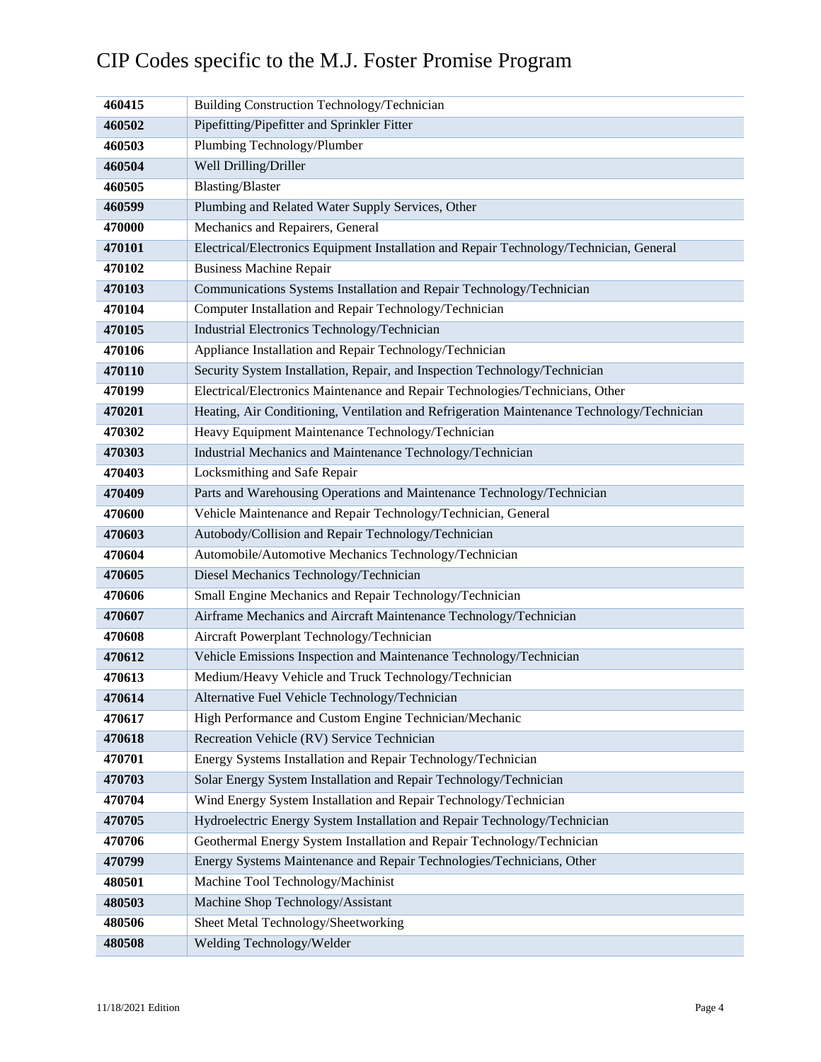# CIP Codes specific to the M.J. Foster Promise Program

| | |
|---|---|
| **460415** | Building Construction Technology/Technician |
| **460502** | Pipefitting/Pipefitter and Sprinkler Fitter |
| **460503** | Plumbing Technology/Plumber |
| **460504** | Well Drilling/Driller |
| **460505** | Blasting/Blaster |
| **460599** | Plumbing and Related Water Supply Services, Other |
| **470000** | Mechanics and Repairers, General |
| **470101** | Electrical/Electronics Equipment Installation and Repair Technology/Technician, General |
| **470102** | Business Machine Repair |
| **470103** | Communications Systems Installation and Repair Technology/Technician |
| **470104** | Computer Installation and Repair Technology/Technician |
| **470105** | Industrial Electronics Technology/Technician |
| **470106** | Appliance Installation and Repair Technology/Technician |
| **470110** | Security System Installation, Repair, and Inspection Technology/Technician |
| **470199** | Electrical/Electronics Maintenance and Repair Technologies/Technicians, Other |
| **470201** | Heating, Air Conditioning, Ventilation and Refrigeration Maintenance Technology/Technician |
| **470302** | Heavy Equipment Maintenance Technology/Technician |
| **470303** | Industrial Mechanics and Maintenance Technology/Technician |
| **470403** | Locksmithing and Safe Repair |
| **470409** | Parts and Warehousing Operations and Maintenance Technology/Technician |
| **470600** | Vehicle Maintenance and Repair Technology/Technician, General |
| **470603** | Autobody/Collision and Repair Technology/Technician |
| **470604** | Automobile/Automotive Mechanics Technology/Technician |
| **470605** | Diesel Mechanics Technology/Technician |
| **470606** | Small Engine Mechanics and Repair Technology/Technician |
| **470607** | Airframe Mechanics and Aircraft Maintenance Technology/Technician |
| **470608** | Aircraft Powerplant Technology/Technician |
| **470612** | Vehicle Emissions Inspection and Maintenance Technology/Technician |
| **470613** | Medium/Heavy Vehicle and Truck Technology/Technician |
| **470614** | Alternative Fuel Vehicle Technology/Technician |
| **470617** | High Performance and Custom Engine Technician/Mechanic |
| **470618** | Recreation Vehicle (RV) Service Technician |
| **470701** | Energy Systems Installation and Repair Technology/Technician |
| **470703** | Solar Energy System Installation and Repair Technology/Technician |
| **470704** | Wind Energy System Installation and Repair Technology/Technician |
| **470705** | Hydroelectric Energy System Installation and Repair Technology/Technician |
| **470706** | Geothermal Energy System Installation and Repair Technology/Technician |
| **470799** | Energy Systems Maintenance and Repair Technologies/Technicians, Other |
| **480501** | Machine Tool Technology/Machinist |
| **480503** | Machine Shop Technology/Assistant |
| **480506** | Sheet Metal Technology/Sheetworking |
| **480508** | Welding Technology/Welder |

11/18/2021 Edition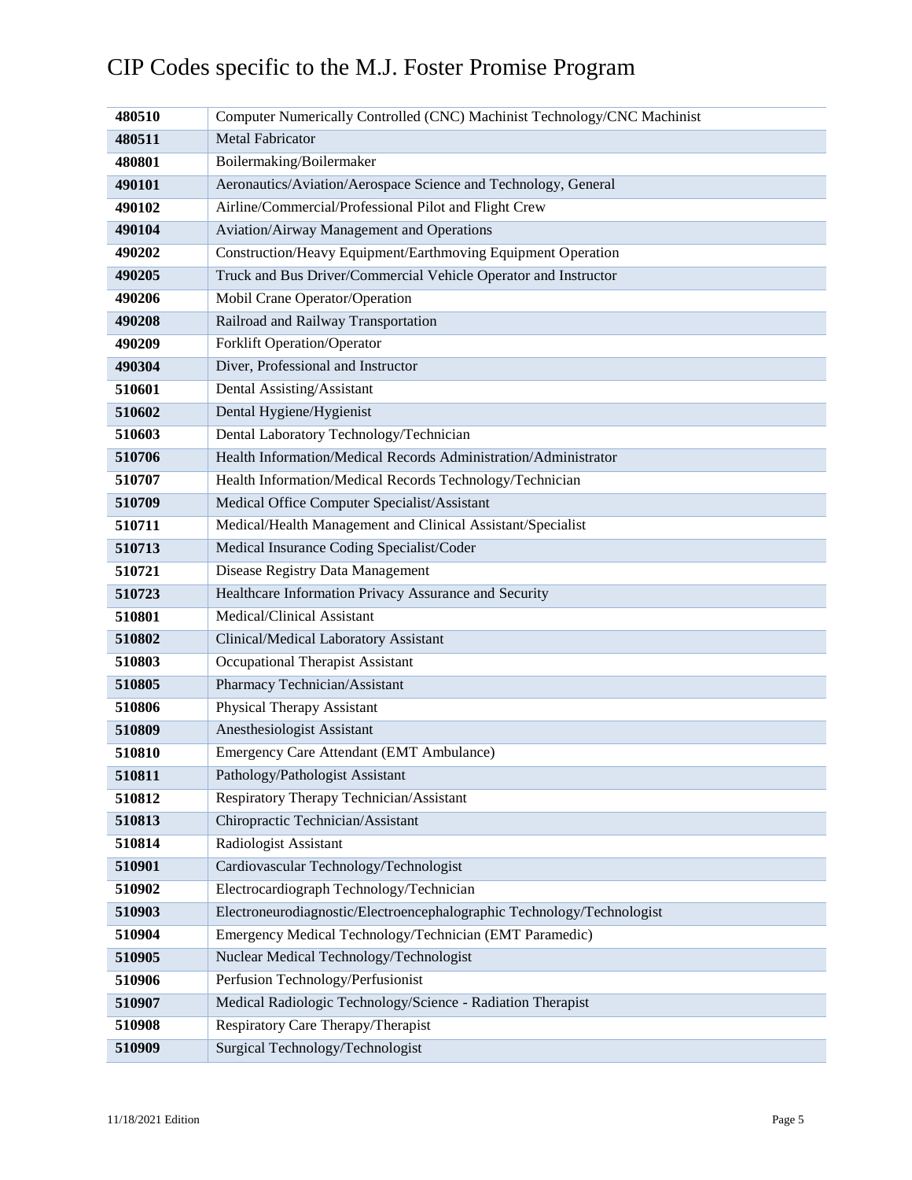# CIP Codes specific to the M.J. Foster Promise Program

| | |
|---|---|
| **480510** | Computer Numerically Controlled (CNC) Machinist Technology/CNC Machinist |
| **480511** | Metal Fabricator |
| **480801** | Boilermaking/Boilermaker |
| **490101** | Aeronautics/Aviation/Aerospace Science and Technology, General |
| **490102** | Airline/Commercial/Professional Pilot and Flight Crew |
| **490104** | Aviation/Airway Management and Operations |
| **490202** | Construction/Heavy Equipment/Earthmoving Equipment Operation |
| **490205** | Truck and Bus Driver/Commercial Vehicle Operator and Instructor |
| **490206** | Mobil Crane Operator/Operation |
| **490208** | Railroad and Railway Transportation |
| **490209** | Forklift Operation/Operator |
| **490304** | Diver, Professional and Instructor |
| **510601** | Dental Assisting/Assistant |
| **510602** | Dental Hygiene/Hygienist |
| **510603** | Dental Laboratory Technology/Technician |
| **510706** | Health Information/Medical Records Administration/Administrator |
| **510707** | Health Information/Medical Records Technology/Technician |
| **510709** | Medical Office Computer Specialist/Assistant |
| **510711** | Medical/Health Management and Clinical Assistant/Specialist |
| **510713** | Medical Insurance Coding Specialist/Coder |
| **510721** | Disease Registry Data Management |
| **510723** | Healthcare Information Privacy Assurance and Security |
| **510801** | Medical/Clinical Assistant |
| **510802** | Clinical/Medical Laboratory Assistant |
| **510803** | Occupational Therapist Assistant |
| **510805** | Pharmacy Technician/Assistant |
| **510806** | Physical Therapy Assistant |
| **510809** | Anesthesiologist Assistant |
| **510810** | Emergency Care Attendant (EMT Ambulance) |
| **510811** | Pathology/Pathologist Assistant |
| **510812** | Respiratory Therapy Technician/Assistant |
| **510813** | Chiropractic Technician/Assistant |
| **510814** | Radiologist Assistant |
| **510901** | Cardiovascular Technology/Technologist |
| **510902** | Electrocardiograph Technology/Technician |
| **510903** | Electroneurodiagnostic/Electroencephalographic Technology/Technologist |
| **510904** | Emergency Medical Technology/Technician (EMT Paramedic) |
| **510905** | Nuclear Medical Technology/Technologist |
| **510906** | Perfusion Technology/Perfusionist |
| **510907** | Medical Radiologic Technology/Science - Radiation Therapist |
| **510908** | Respiratory Care Therapy/Therapist |
| **510909** | Surgical Technology/Technologist |

11/18/2021 Edition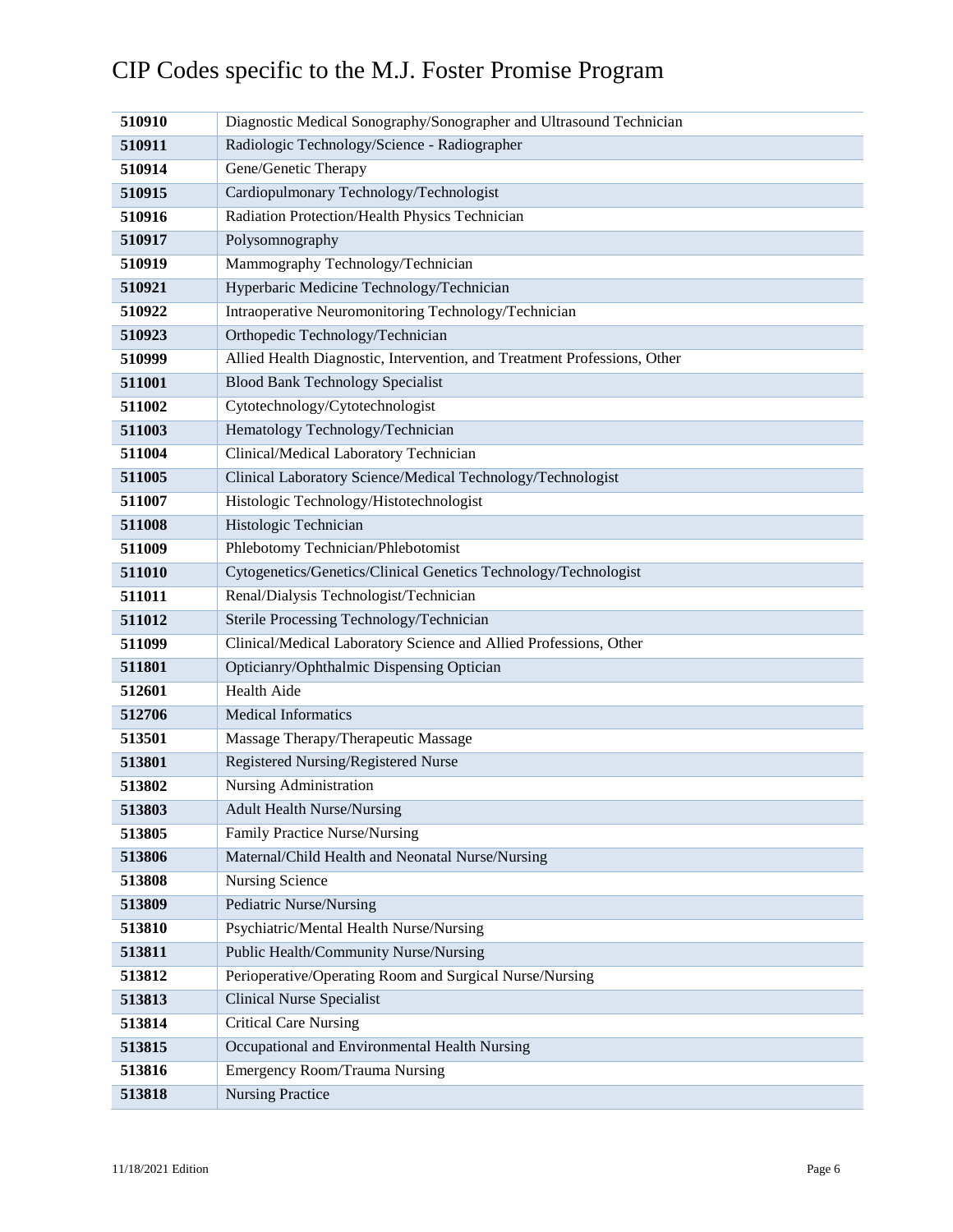# CIP Codes specific to the M.J. Foster Promise Program

| | |
|---|---|
| **510910** | Diagnostic Medical Sonography/Sonographer and Ultrasound Technician |
| **510911** | Radiologic Technology/Science - Radiographer |
| **510914** | Gene/Genetic Therapy |
| **510915** | Cardiopulmonary Technology/Technologist |
| **510916** | Radiation Protection/Health Physics Technician |
| **510917** | Polysomnography |
| **510919** | Mammography Technology/Technician |
| **510921** | Hyperbaric Medicine Technology/Technician |
| **510922** | Intraoperative Neuromonitoring Technology/Technician |
| **510923** | Orthopedic Technology/Technician |
| **510999** | Allied Health Diagnostic, Intervention, and Treatment Professions, Other |
| **511001** | Blood Bank Technology Specialist |
| **511002** | Cytotechnology/Cytotechnologist |
| **511003** | Hematology Technology/Technician |
| **511004** | Clinical/Medical Laboratory Technician |
| **511005** | Clinical Laboratory Science/Medical Technology/Technologist |
| **511007** | Histologic Technology/Histotechnologist |
| **511008** | Histologic Technician |
| **511009** | Phlebotomy Technician/Phlebotomist |
| **511010** | Cytogenetics/Genetics/Clinical Genetics Technology/Technologist |
| **511011** | Renal/Dialysis Technologist/Technician |
| **511012** | Sterile Processing Technology/Technician |
| **511099** | Clinical/Medical Laboratory Science and Allied Professions, Other |
| **511801** | Opticianry/Ophthalmic Dispensing Optician |
| **512601** | Health Aide |
| **512706** | Medical Informatics |
| **513501** | Massage Therapy/Therapeutic Massage |
| **513801** | Registered Nursing/Registered Nurse |
| **513802** | Nursing Administration |
| **513803** | Adult Health Nurse/Nursing |
| **513805** | Family Practice Nurse/Nursing |
| **513806** | Maternal/Child Health and Neonatal Nurse/Nursing |
| **513808** | Nursing Science |
| **513809** | Pediatric Nurse/Nursing |
| **513810** | Psychiatric/Mental Health Nurse/Nursing |
| **513811** | Public Health/Community Nurse/Nursing |
| **513812** | Perioperative/Operating Room and Surgical Nurse/Nursing |
| **513813** | Clinical Nurse Specialist |
| **513814** | Critical Care Nursing |
| **513815** | Occupational and Environmental Health Nursing |
| **513816** | Emergency Room/Trauma Nursing |
| **513818** | Nursing Practice |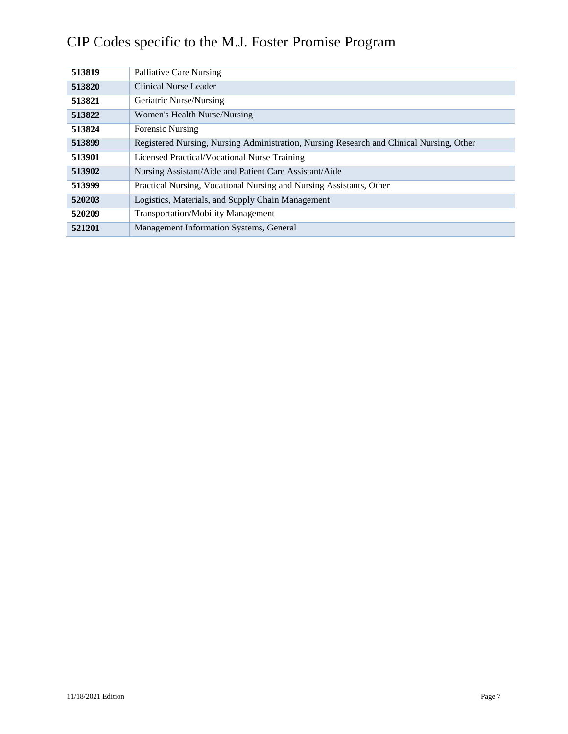# CIP Codes specific to the M.J. Foster Promise Program

| | |
|---|---|
| **513819** | Palliative Care Nursing |
| **513820** | Clinical Nurse Leader |
| **513821** | Geriatric Nurse/Nursing |
| **513822** | Women's Health Nurse/Nursing |
| **513824** | Forensic Nursing |
| **513899** | Registered Nursing, Nursing Administration, Nursing Research and Clinical Nursing, Other |
| **513901** | Licensed Practical/Vocational Nurse Training |
| **513902** | Nursing Assistant/Aide and Patient Care Assistant/Aide |
| **513999** | Practical Nursing, Vocational Nursing and Nursing Assistants, Other |
| **520203** | Logistics, Materials, and Supply Chain Management |
| **520209** | Transportation/Mobility Management |
| **521201** | Management Information Systems, General |

11/18/2021 Edition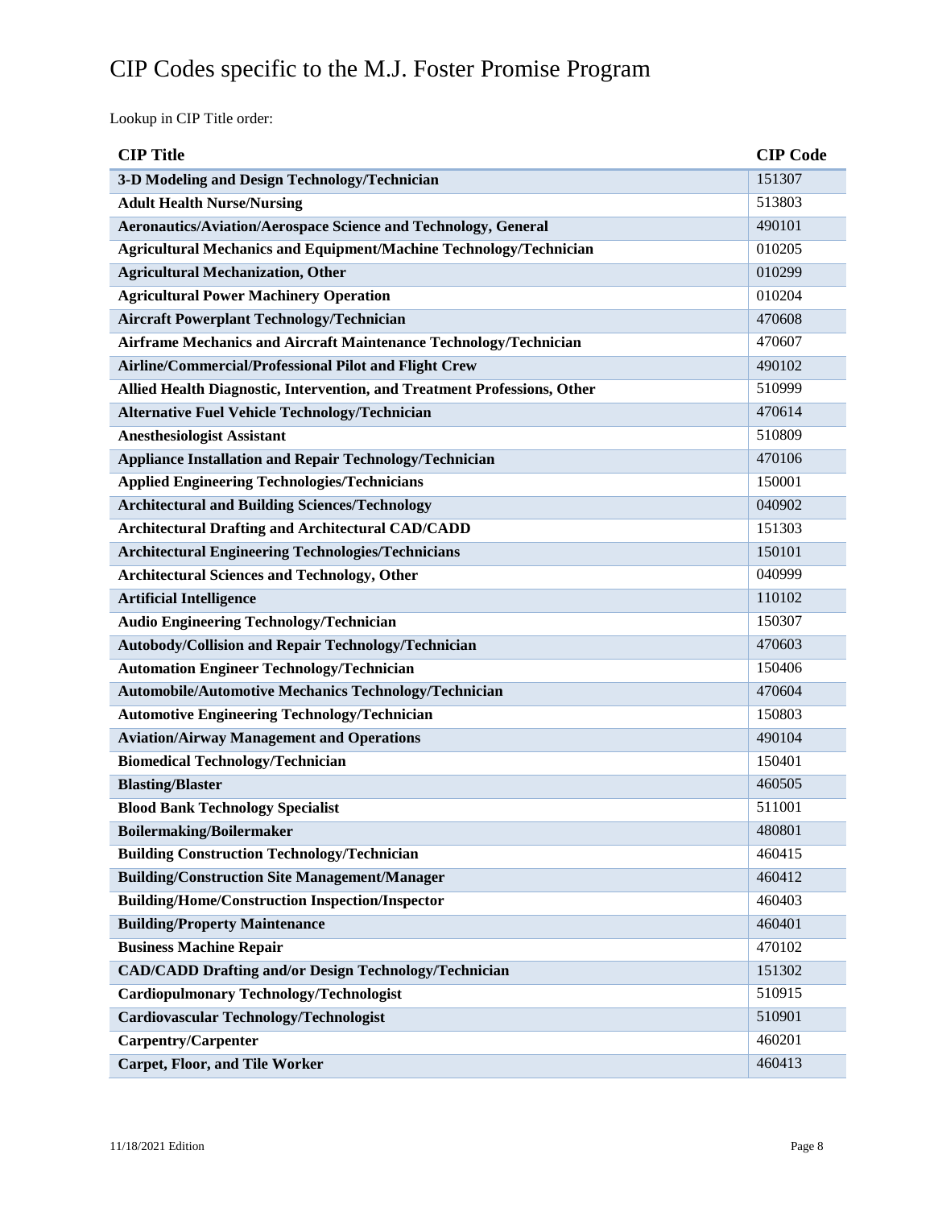# CIP Codes specific to the M.J. Foster Promise Program

Lookup in CIP Title order:

| CIP Title | CIP Code |
|---|---|
| **3-D Modeling and Design Technology/Technician** | 151307 |
| **Adult Health Nurse/Nursing** | 513803 |
| **Aeronautics/Aviation/Aerospace Science and Technology, General** | 490101 |
| **Agricultural Mechanics and Equipment/Machine Technology/Technician** | 010205 |
| **Agricultural Mechanization, Other** | 010299 |
| **Agricultural Power Machinery Operation** | 010204 |
| **Aircraft Powerplant Technology/Technician** | 470608 |
| **Airframe Mechanics and Aircraft Maintenance Technology/Technician** | 470607 |
| **Airline/Commercial/Professional Pilot and Flight Crew** | 490102 |
| **Allied Health Diagnostic, Intervention, and Treatment Professions, Other** | 510999 |
| **Alternative Fuel Vehicle Technology/Technician** | 470614 |
| **Anesthesiologist Assistant** | 510809 |
| **Appliance Installation and Repair Technology/Technician** | 470106 |
| **Applied Engineering Technologies/Technicians** | 150001 |
| **Architectural and Building Sciences/Technology** | 040902 |
| **Architectural Drafting and Architectural CAD/CADD** | 151303 |
| **Architectural Engineering Technologies/Technicians** | 150101 |
| **Architectural Sciences and Technology, Other** | 040999 |
| **Artificial Intelligence** | 110102 |
| **Audio Engineering Technology/Technician** | 150307 |
| **Autobody/Collision and Repair Technology/Technician** | 470603 |
| **Automation Engineer Technology/Technician** | 150406 |
| **Automobile/Automotive Mechanics Technology/Technician** | 470604 |
| **Automotive Engineering Technology/Technician** | 150803 |
| **Aviation/Airway Management and Operations** | 490104 |
| **Biomedical Technology/Technician** | 150401 |
| **Blasting/Blaster** | 460505 |
| **Blood Bank Technology Specialist** | 511001 |
| **Boilermaking/Boilermaker** | 480801 |
| **Building Construction Technology/Technician** | 460415 |
| **Building/Construction Site Management/Manager** | 460412 |
| **Building/Home/Construction Inspection/Inspector** | 460403 |
| **Building/Property Maintenance** | 460401 |
| **Business Machine Repair** | 470102 |
| **CAD/CADD Drafting and/or Design Technology/Technician** | 151302 |
| **Cardiopulmonary Technology/Technologist** | 510915 |
| **Cardiovascular Technology/Technologist** | 510901 |
| **Carpentry/Carpenter** | 460201 |
| **Carpet, Floor, and Tile Worker** | 460413 |

11/18/2021 Edition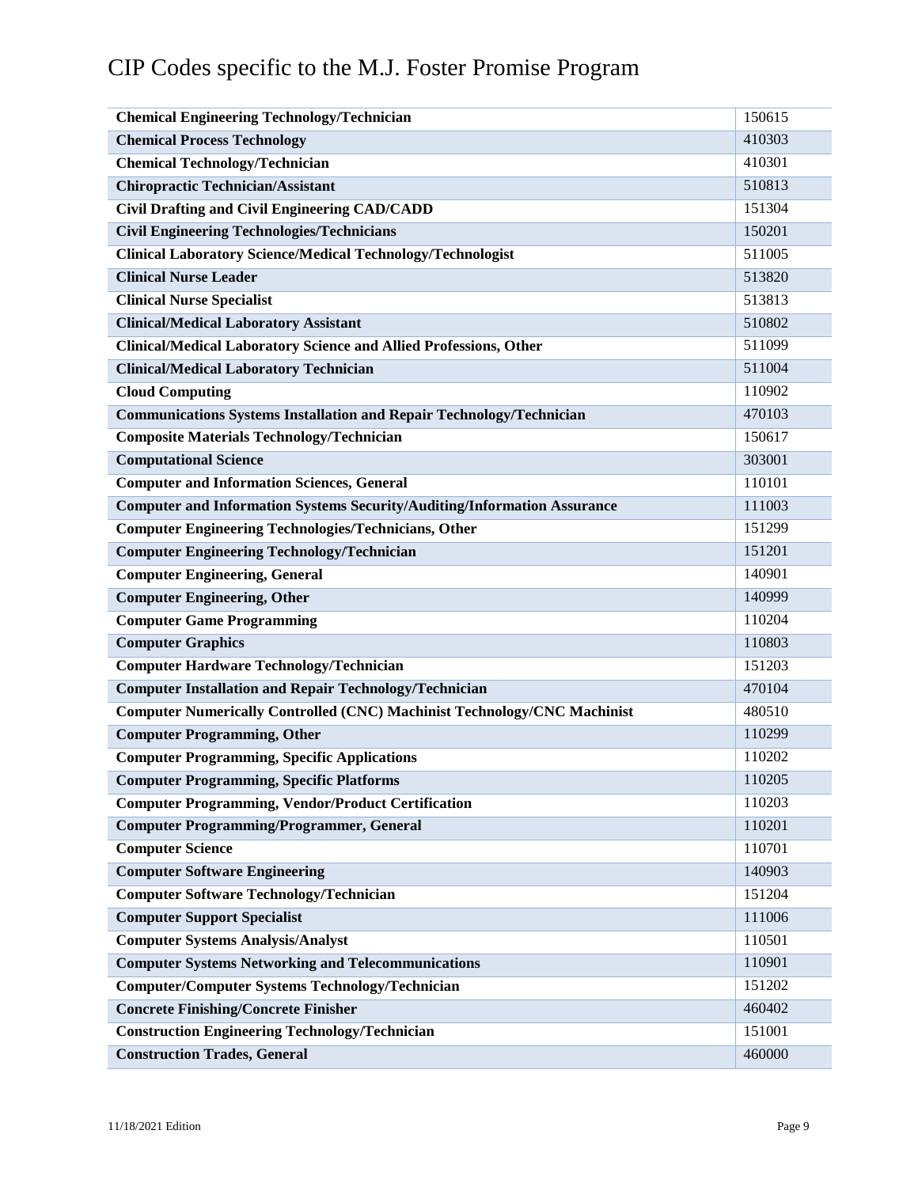# CIP Codes specific to the M.J. Foster Promise Program

| | |
|---|---|
| **Chemical Engineering Technology/Technician** | 150615 |
| **Chemical Process Technology** | 410303 |
| **Chemical Technology/Technician** | 410301 |
| **Chiropractic Technician/Assistant** | 510813 |
| **Civil Drafting and Civil Engineering CAD/CADD** | 151304 |
| **Civil Engineering Technologies/Technicians** | 150201 |
| **Clinical Laboratory Science/Medical Technology/Technologist** | 511005 |
| **Clinical Nurse Leader** | 513820 |
| **Clinical Nurse Specialist** | 513813 |
| **Clinical/Medical Laboratory Assistant** | 510802 |
| **Clinical/Medical Laboratory Science and Allied Professions, Other** | 511099 |
| **Clinical/Medical Laboratory Technician** | 511004 |
| **Cloud Computing** | 110902 |
| **Communications Systems Installation and Repair Technology/Technician** | 470103 |
| **Composite Materials Technology/Technician** | 150617 |
| **Computational Science** | 303001 |
| **Computer and Information Sciences, General** | 110101 |
| **Computer and Information Systems Security/Auditing/Information Assurance** | 111003 |
| **Computer Engineering Technologies/Technicians, Other** | 151299 |
| **Computer Engineering Technology/Technician** | 151201 |
| **Computer Engineering, General** | 140901 |
| **Computer Engineering, Other** | 140999 |
| **Computer Game Programming** | 110204 |
| **Computer Graphics** | 110803 |
| **Computer Hardware Technology/Technician** | 151203 |
| **Computer Installation and Repair Technology/Technician** | 470104 |
| **Computer Numerically Controlled (CNC) Machinist Technology/CNC Machinist** | 480510 |
| **Computer Programming, Other** | 110299 |
| **Computer Programming, Specific Applications** | 110202 |
| **Computer Programming, Specific Platforms** | 110205 |
| **Computer Programming, Vendor/Product Certification** | 110203 |
| **Computer Programming/Programmer, General** | 110201 |
| **Computer Science** | 110701 |
| **Computer Software Engineering** | 140903 |
| **Computer Software Technology/Technician** | 151204 |
| **Computer Support Specialist** | 111006 |
| **Computer Systems Analysis/Analyst** | 110501 |
| **Computer Systems Networking and Telecommunications** | 110901 |
| **Computer/Computer Systems Technology/Technician** | 151202 |
| **Concrete Finishing/Concrete Finisher** | 460402 |
| **Construction Engineering Technology/Technician** | 151001 |
| **Construction Trades, General** | 460000 |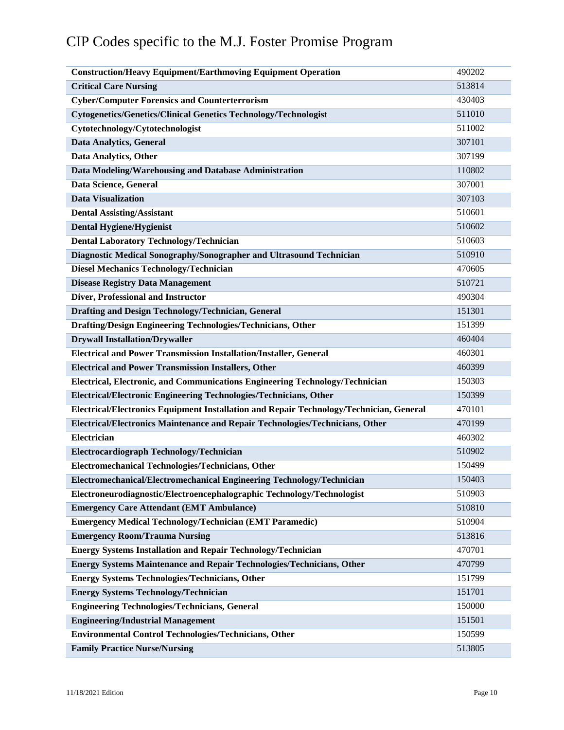# CIP Codes specific to the M.J. Foster Promise Program

| Program | CIP Code |
|---|---|
| **Construction/Heavy Equipment/Earthmoving Equipment Operation** | 490202 |
| **Critical Care Nursing** | 513814 |
| **Cyber/Computer Forensics and Counterterrorism** | 430403 |
| **Cytogenetics/Genetics/Clinical Genetics Technology/Technologist** | 511010 |
| **Cytotechnology/Cytotechnologist** | 511002 |
| **Data Analytics, General** | 307101 |
| **Data Analytics, Other** | 307199 |
| **Data Modeling/Warehousing and Database Administration** | 110802 |
| **Data Science, General** | 307001 |
| **Data Visualization** | 307103 |
| **Dental Assisting/Assistant** | 510601 |
| **Dental Hygiene/Hygienist** | 510602 |
| **Dental Laboratory Technology/Technician** | 510603 |
| **Diagnostic Medical Sonography/Sonographer and Ultrasound Technician** | 510910 |
| **Diesel Mechanics Technology/Technician** | 470605 |
| **Disease Registry Data Management** | 510721 |
| **Diver, Professional and Instructor** | 490304 |
| **Drafting and Design Technology/Technician, General** | 151301 |
| **Drafting/Design Engineering Technologies/Technicians, Other** | 151399 |
| **Drywall Installation/Drywaller** | 460404 |
| **Electrical and Power Transmission Installation/Installer, General** | 460301 |
| **Electrical and Power Transmission Installers, Other** | 460399 |
| **Electrical, Electronic, and Communications Engineering Technology/Technician** | 150303 |
| **Electrical/Electronic Engineering Technologies/Technicians, Other** | 150399 |
| **Electrical/Electronics Equipment Installation and Repair Technology/Technician, General** | 470101 |
| **Electrical/Electronics Maintenance and Repair Technologies/Technicians, Other** | 470199 |
| **Electrician** | 460302 |
| **Electrocardiograph Technology/Technician** | 510902 |
| **Electromechanical Technologies/Technicians, Other** | 150499 |
| **Electromechanical/Electromechanical Engineering Technology/Technician** | 150403 |
| **Electroneurodiagnostic/Electroencephalographic Technology/Technologist** | 510903 |
| **Emergency Care Attendant (EMT Ambulance)** | 510810 |
| **Emergency Medical Technology/Technician (EMT Paramedic)** | 510904 |
| **Emergency Room/Trauma Nursing** | 513816 |
| **Energy Systems Installation and Repair Technology/Technician** | 470701 |
| **Energy Systems Maintenance and Repair Technologies/Technicians, Other** | 470799 |
| **Energy Systems Technologies/Technicians, Other** | 151799 |
| **Energy Systems Technology/Technician** | 151701 |
| **Engineering Technologies/Technicians, General** | 150000 |
| **Engineering/Industrial Management** | 151501 |
| **Environmental Control Technologies/Technicians, Other** | 150599 |
| **Family Practice Nurse/Nursing** | 513805 |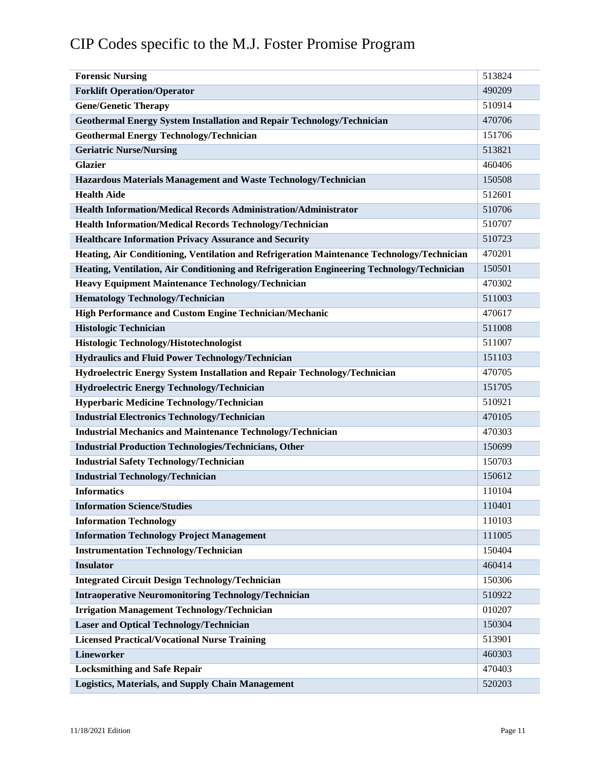# CIP Codes specific to the M.J. Foster Promise Program

| Program | CIP Code |
|---|---|
| **Forensic Nursing** | 513824 |
| **Forklift Operation/Operator** | 490209 |
| **Gene/Genetic Therapy** | 510914 |
| **Geothermal Energy System Installation and Repair Technology/Technician** | 470706 |
| **Geothermal Energy Technology/Technician** | 151706 |
| **Geriatric Nurse/Nursing** | 513821 |
| **Glazier** | 460406 |
| **Hazardous Materials Management and Waste Technology/Technician** | 150508 |
| **Health Aide** | 512601 |
| **Health Information/Medical Records Administration/Administrator** | 510706 |
| **Health Information/Medical Records Technology/Technician** | 510707 |
| **Healthcare Information Privacy Assurance and Security** | 510723 |
| **Heating, Air Conditioning, Ventilation and Refrigeration Maintenance Technology/Technician** | 470201 |
| **Heating, Ventilation, Air Conditioning and Refrigeration Engineering Technology/Technician** | 150501 |
| **Heavy Equipment Maintenance Technology/Technician** | 470302 |
| **Hematology Technology/Technician** | 511003 |
| **High Performance and Custom Engine Technician/Mechanic** | 470617 |
| **Histologic Technician** | 511008 |
| **Histologic Technology/Histotechnologist** | 511007 |
| **Hydraulics and Fluid Power Technology/Technician** | 151103 |
| **Hydroelectric Energy System Installation and Repair Technology/Technician** | 470705 |
| **Hydroelectric Energy Technology/Technician** | 151705 |
| **Hyperbaric Medicine Technology/Technician** | 510921 |
| **Industrial Electronics Technology/Technician** | 470105 |
| **Industrial Mechanics and Maintenance Technology/Technician** | 470303 |
| **Industrial Production Technologies/Technicians, Other** | 150699 |
| **Industrial Safety Technology/Technician** | 150703 |
| **Industrial Technology/Technician** | 150612 |
| **Informatics** | 110104 |
| **Information Science/Studies** | 110401 |
| **Information Technology** | 110103 |
| **Information Technology Project Management** | 111005 |
| **Instrumentation Technology/Technician** | 150404 |
| **Insulator** | 460414 |
| **Integrated Circuit Design Technology/Technician** | 150306 |
| **Intraoperative Neuromonitoring Technology/Technician** | 510922 |
| **Irrigation Management Technology/Technician** | 010207 |
| **Laser and Optical Technology/Technician** | 150304 |
| **Licensed Practical/Vocational Nurse Training** | 513901 |
| **Lineworker** | 460303 |
| **Locksmithing and Safe Repair** | 470403 |
| **Logistics, Materials, and Supply Chain Management** | 520203 |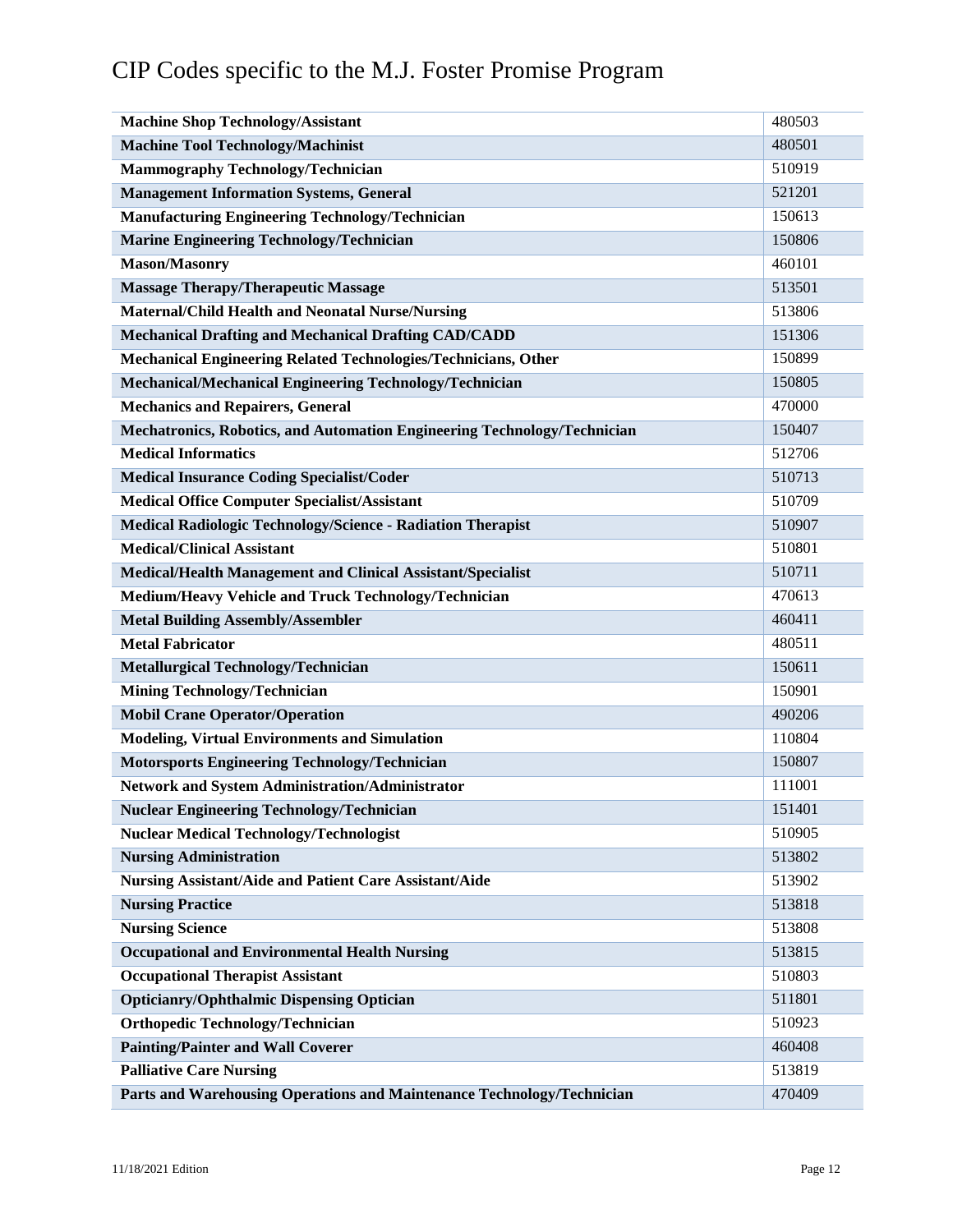# CIP Codes specific to the M.J. Foster Promise Program

| | |
|---|---|
| **Machine Shop Technology/Assistant** | 480503 |
| **Machine Tool Technology/Machinist** | 480501 |
| **Mammography Technology/Technician** | 510919 |
| **Management Information Systems, General** | 521201 |
| **Manufacturing Engineering Technology/Technician** | 150613 |
| **Marine Engineering Technology/Technician** | 150806 |
| **Mason/Masonry** | 460101 |
| **Massage Therapy/Therapeutic Massage** | 513501 |
| **Maternal/Child Health and Neonatal Nurse/Nursing** | 513806 |
| **Mechanical Drafting and Mechanical Drafting CAD/CADD** | 151306 |
| **Mechanical Engineering Related Technologies/Technicians, Other** | 150899 |
| **Mechanical/Mechanical Engineering Technology/Technician** | 150805 |
| **Mechanics and Repairers, General** | 470000 |
| **Mechatronics, Robotics, and Automation Engineering Technology/Technician** | 150407 |
| **Medical Informatics** | 512706 |
| **Medical Insurance Coding Specialist/Coder** | 510713 |
| **Medical Office Computer Specialist/Assistant** | 510709 |
| **Medical Radiologic Technology/Science - Radiation Therapist** | 510907 |
| **Medical/Clinical Assistant** | 510801 |
| **Medical/Health Management and Clinical Assistant/Specialist** | 510711 |
| **Medium/Heavy Vehicle and Truck Technology/Technician** | 470613 |
| **Metal Building Assembly/Assembler** | 460411 |
| **Metal Fabricator** | 480511 |
| **Metallurgical Technology/Technician** | 150611 |
| **Mining Technology/Technician** | 150901 |
| **Mobil Crane Operator/Operation** | 490206 |
| **Modeling, Virtual Environments and Simulation** | 110804 |
| **Motorsports Engineering Technology/Technician** | 150807 |
| **Network and System Administration/Administrator** | 111001 |
| **Nuclear Engineering Technology/Technician** | 151401 |
| **Nuclear Medical Technology/Technologist** | 510905 |
| **Nursing Administration** | 513802 |
| **Nursing Assistant/Aide and Patient Care Assistant/Aide** | 513902 |
| **Nursing Practice** | 513818 |
| **Nursing Science** | 513808 |
| **Occupational and Environmental Health Nursing** | 513815 |
| **Occupational Therapist Assistant** | 510803 |
| **Opticianry/Ophthalmic Dispensing Optician** | 511801 |
| **Orthopedic Technology/Technician** | 510923 |
| **Painting/Painter and Wall Coverer** | 460408 |
| **Palliative Care Nursing** | 513819 |
| **Parts and Warehousing Operations and Maintenance Technology/Technician** | 470409 |

11/18/2021 Edition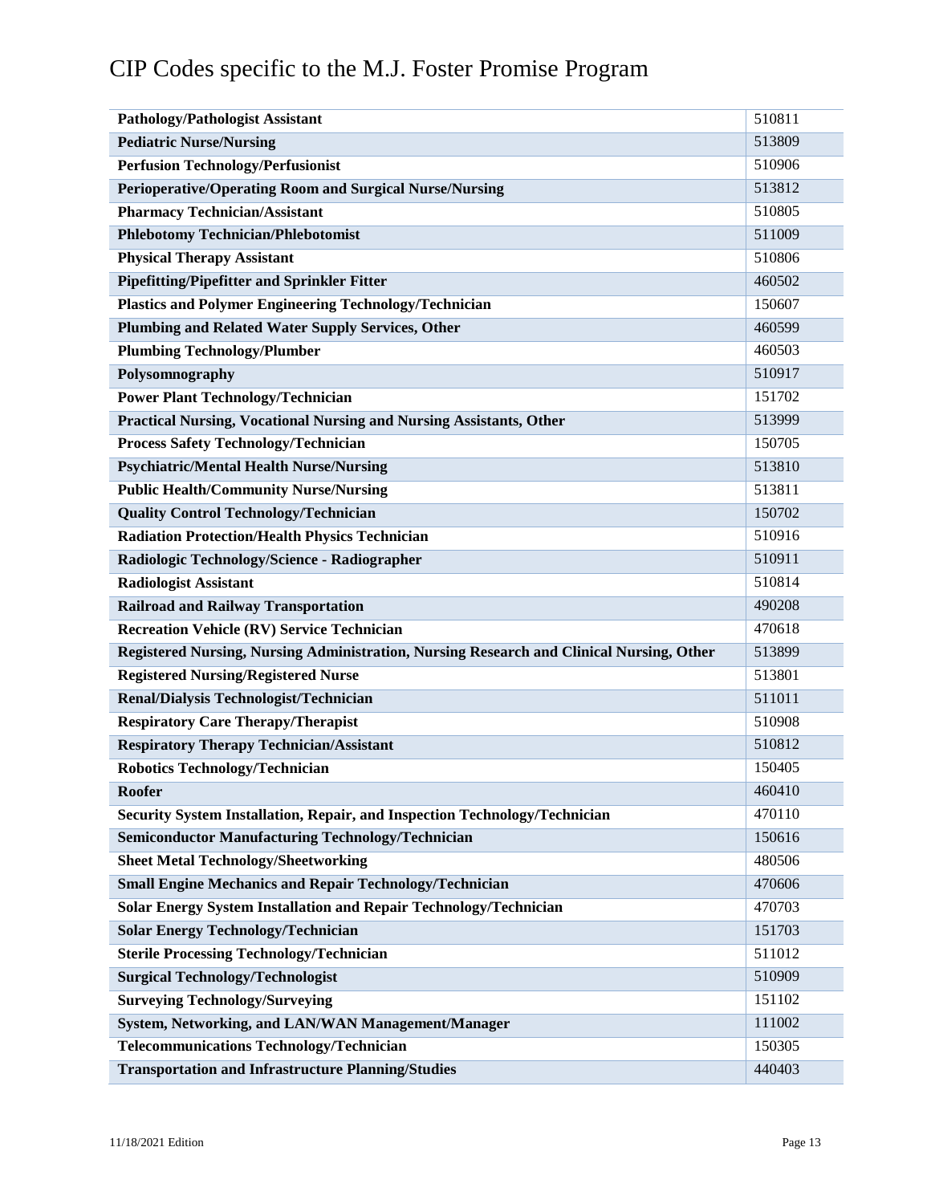# CIP Codes specific to the M.J. Foster Promise Program

| | |
|---|---|
| **Pathology/Pathologist Assistant** | 510811 |
| **Pediatric Nurse/Nursing** | 513809 |
| **Perfusion Technology/Perfusionist** | 510906 |
| **Perioperative/Operating Room and Surgical Nurse/Nursing** | 513812 |
| **Pharmacy Technician/Assistant** | 510805 |
| **Phlebotomy Technician/Phlebotomist** | 511009 |
| **Physical Therapy Assistant** | 510806 |
| **Pipefitting/Pipefitter and Sprinkler Fitter** | 460502 |
| **Plastics and Polymer Engineering Technology/Technician** | 150607 |
| **Plumbing and Related Water Supply Services, Other** | 460599 |
| **Plumbing Technology/Plumber** | 460503 |
| **Polysomnography** | 510917 |
| **Power Plant Technology/Technician** | 151702 |
| **Practical Nursing, Vocational Nursing and Nursing Assistants, Other** | 513999 |
| **Process Safety Technology/Technician** | 150705 |
| **Psychiatric/Mental Health Nurse/Nursing** | 513810 |
| **Public Health/Community Nurse/Nursing** | 513811 |
| **Quality Control Technology/Technician** | 150702 |
| **Radiation Protection/Health Physics Technician** | 510916 |
| **Radiologic Technology/Science - Radiographer** | 510911 |
| **Radiologist Assistant** | 510814 |
| **Railroad and Railway Transportation** | 490208 |
| **Recreation Vehicle (RV) Service Technician** | 470618 |
| **Registered Nursing, Nursing Administration, Nursing Research and Clinical Nursing, Other** | 513899 |
| **Registered Nursing/Registered Nurse** | 513801 |
| **Renal/Dialysis Technologist/Technician** | 511011 |
| **Respiratory Care Therapy/Therapist** | 510908 |
| **Respiratory Therapy Technician/Assistant** | 510812 |
| **Robotics Technology/Technician** | 150405 |
| **Roofer** | 460410 |
| **Security System Installation, Repair, and Inspection Technology/Technician** | 470110 |
| **Semiconductor Manufacturing Technology/Technician** | 150616 |
| **Sheet Metal Technology/Sheetworking** | 480506 |
| **Small Engine Mechanics and Repair Technology/Technician** | 470606 |
| **Solar Energy System Installation and Repair Technology/Technician** | 470703 |
| **Solar Energy Technology/Technician** | 151703 |
| **Sterile Processing Technology/Technician** | 511012 |
| **Surgical Technology/Technologist** | 510909 |
| **Surveying Technology/Surveying** | 151102 |
| **System, Networking, and LAN/WAN Management/Manager** | 111002 |
| **Telecommunications Technology/Technician** | 150305 |
| **Transportation and Infrastructure Planning/Studies** | 440403 |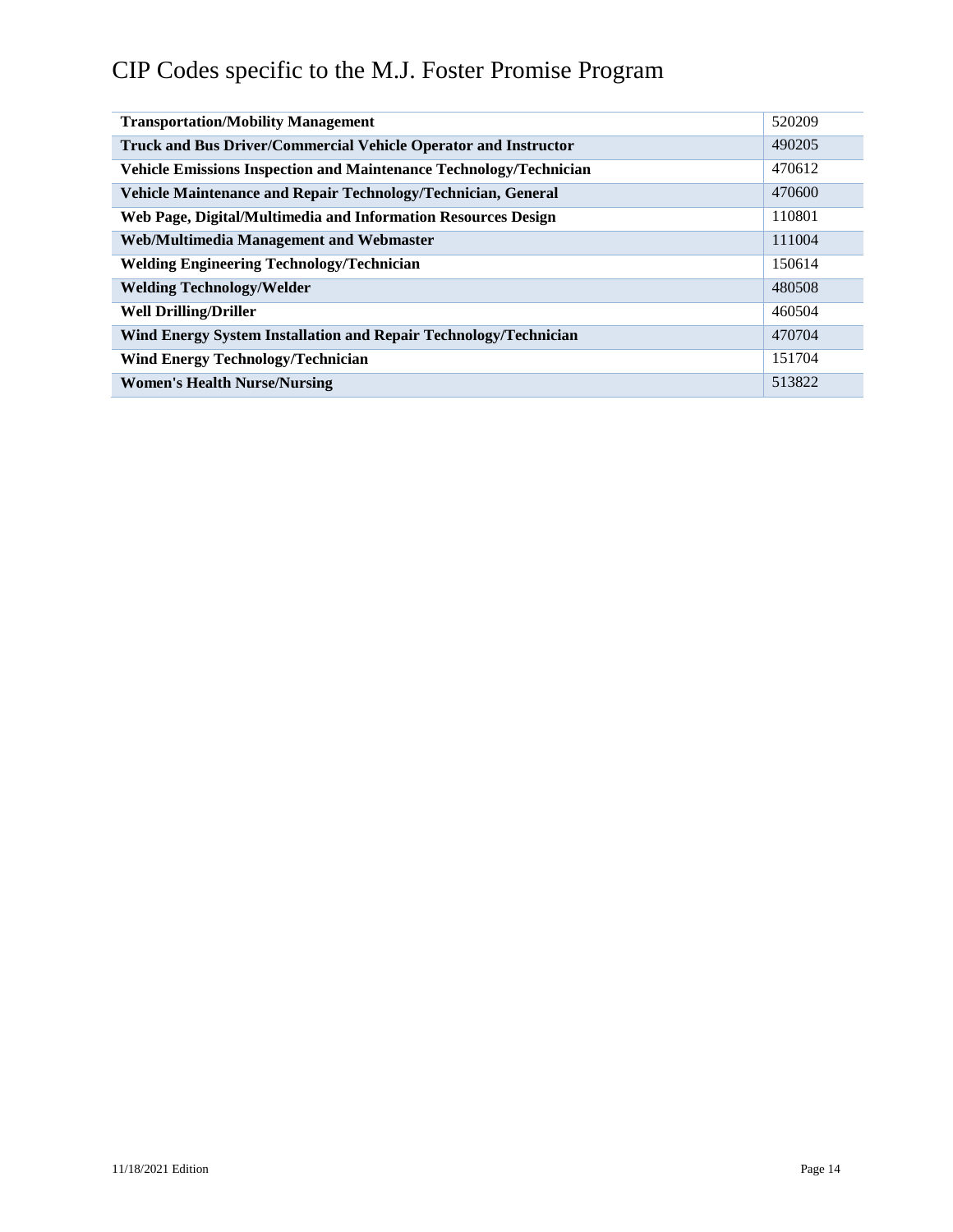# CIP Codes specific to the M.J. Foster Promise Program

| | |
|---|---|
| **Transportation/Mobility Management** | 520209 |
| **Truck and Bus Driver/Commercial Vehicle Operator and Instructor** | 490205 |
| **Vehicle Emissions Inspection and Maintenance Technology/Technician** | 470612 |
| **Vehicle Maintenance and Repair Technology/Technician, General** | 470600 |
| **Web Page, Digital/Multimedia and Information Resources Design** | 110801 |
| **Web/Multimedia Management and Webmaster** | 111004 |
| **Welding Engineering Technology/Technician** | 150614 |
| **Welding Technology/Welder** | 480508 |
| **Well Drilling/Driller** | 460504 |
| **Wind Energy System Installation and Repair Technology/Technician** | 470704 |
| **Wind Energy Technology/Technician** | 151704 |
| **Women's Health Nurse/Nursing** | 513822 |